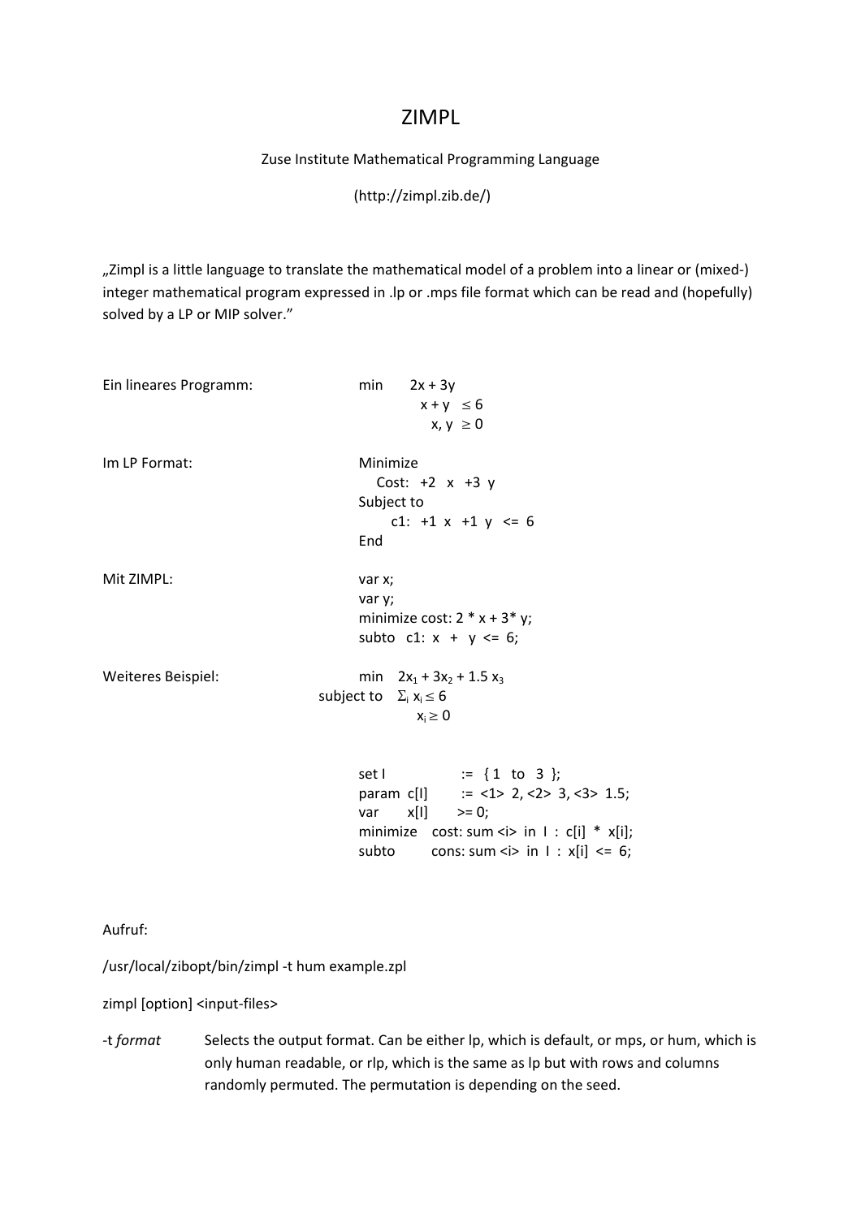# ZIMPL

Zuse Institute Mathematical Programming Language

(http://zimpl.zib.de/)

„Zimpl is a little language to translate the mathematical model of a problem into a linear or (mixed-) integer mathematical program expressed in .lp or .mps file format which can be read and (hopefully) solved by a LP or MIP solver."

Ein lineares Programm:

$$\begin{aligned} \min \quad & 2x + 3y \\ & x + y \leq 6 \\ & x, y \geq 0 \end{aligned}$$

Im LP Format:

```
Minimize
   Cost:  +2  x  +3  y
Subject to
     c1:  +1  x  +1  y  <=  6
End
```

Mit ZIMPL:

```
var x;
var y;
minimize cost: 2 * x + 3* y;
subto   c1:  x  +   y  <=  6;
```

Weiteres Beispiel:

$$\begin{aligned} \min \quad & 2x_1 + 3x_2 + 1.5\, x_3 \\ \text{subject to} \quad & \Sigma_i\, x_i \leq 6 \\ & x_i \geq 0 \end{aligned}$$

```
set I             :=  { 1   to   3  };
param  c[I]       :=  <1>  2, <2>  3, <3>  1.5;
var      x[I]       >= 0;
minimize    cost: sum <i>  in  I  :  c[i]  *  x[i];
subto         cons: sum <i>  in  I  :  x[i]  <=  6;
```

Aufruf:

/usr/local/zibopt/bin/zimpl -t hum example.zpl

zimpl [option] <input-files>

-t *format* Selects the output format. Can be either lp, which is default, or mps, or hum, which is only human readable, or rlp, which is the same as lp but with rows and columns randomly permuted. The permutation is depending on the seed.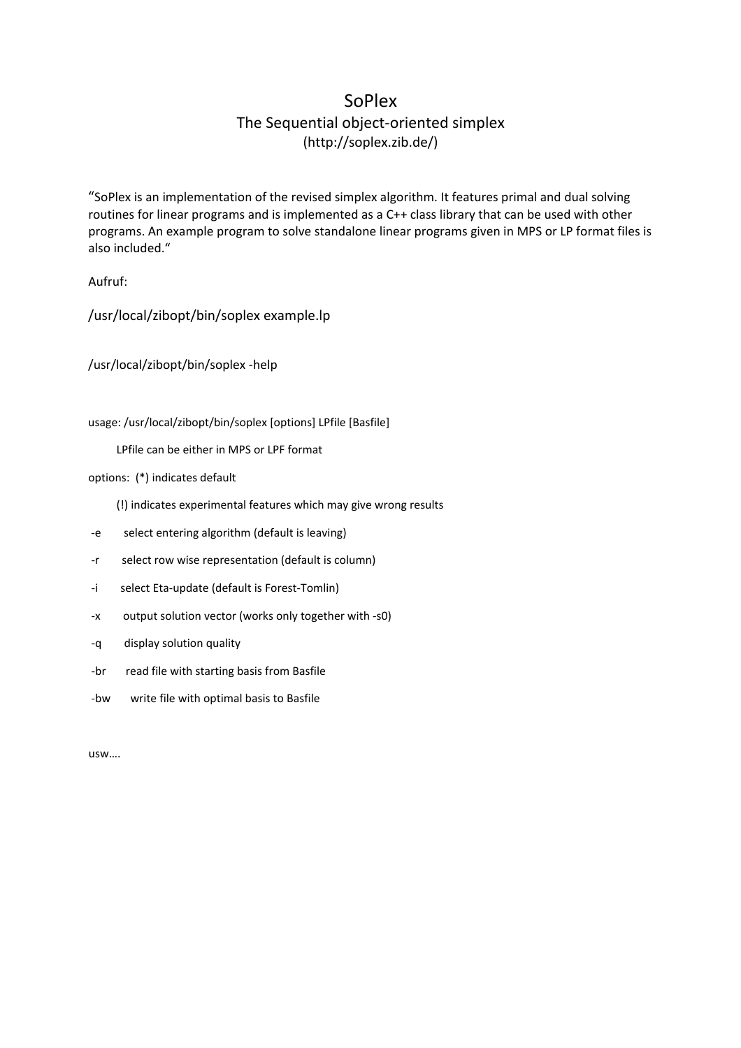# SoPlex

## The Sequential object-oriented simplex

(http://soplex.zib.de/)

“SoPlex is an implementation of the revised simplex algorithm. It features primal and dual solving routines for linear programs and is implemented as a C++ class library that can be used with other programs. An example program to solve standalone linear programs given in MPS or LP format files is also included.“

Aufruf:

```
/usr/local/zibopt/bin/soplex example.lp
```

```
/usr/local/zibopt/bin/soplex -help
```

```
usage: /usr/local/zibopt/bin/soplex [options] LPfile [Basfile]

        LPfile can be either in MPS or LPF format

options:  (*) indicates default

        (!) indicates experimental features which may give wrong results

 -e       select entering algorithm (default is leaving)

 -r       select row wise representation (default is column)

 -i       select Eta-update (default is Forest-Tomlin)

 -x       output solution vector (works only together with -s0)

 -q       display solution quality

 -br      read file with starting basis from Basfile

 -bw      write file with optimal basis to Basfile
```

usw….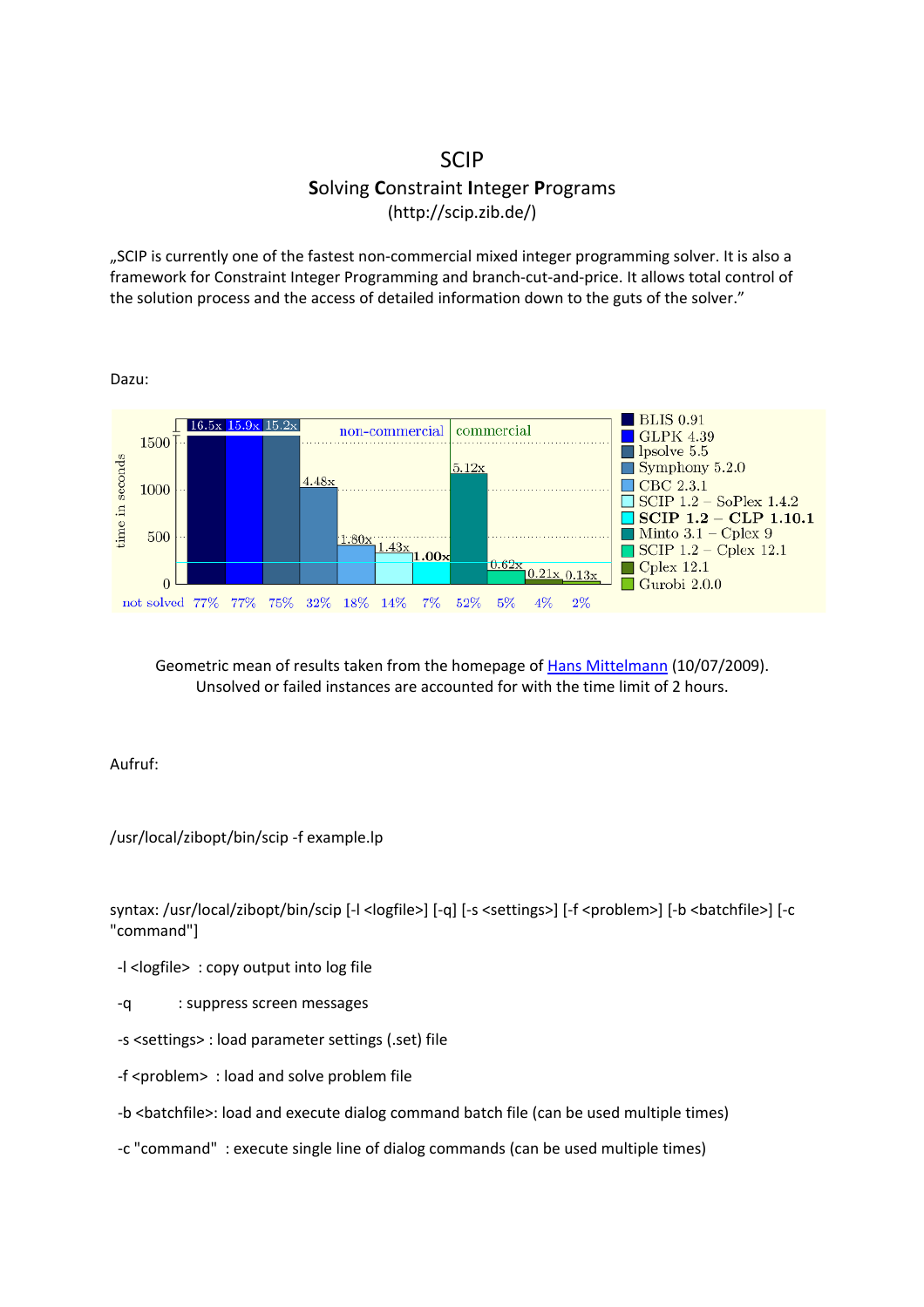# SCIP

## **S**olving **C**onstraint **I**nteger **P**rograms

(http://scip.zib.de/)

„SCIP is currently one of the fastest non-commercial mixed integer programming solver. It is also a framework for Constraint Integer Programming and branch-cut-and-price. It allows total control of the solution process and the access of detailed information down to the guts of the solver."

Dazu:

time in seconds
1500
1000
500
0
non-commercial
commercial
16.5x 15.9x 15.2x
4.48x
1.80x
1.43x
1.00x
5.12x
0.62x
0.21x 0.13x
not solved 77% 77% 75% 32% 18% 14% 7% 52% 5% 4% 2%

BLIS 0.91
GLPK 4.39
lpsolve 5.5
Symphony 5.2.0
CBC 2.3.1
SCIP 1.2 – SoPlex 1.4.2
**SCIP 1.2 – CLP 1.10.1**
Minto 3.1 – Cplex 9
SCIP 1.2 – Cplex 12.1
Cplex 12.1
Gurobi 2.0.0

Geometric mean of results taken from the homepage of Hans Mittelmann (10/07/2009).
Unsolved or failed instances are accounted for with the time limit of 2 hours.

Aufruf:

/usr/local/zibopt/bin/scip -f example.lp

syntax: /usr/local/zibopt/bin/scip [-l <logfile>] [-q] [-s <settings>] [-f <problem>] [-b <batchfile>] [-c "command"]

- -l <logfile> : copy output into log file
- -q : suppress screen messages
- -s <settings> : load parameter settings (.set) file
- -f <problem> : load and solve problem file
- -b <batchfile>: load and execute dialog command batch file (can be used multiple times)
- -c "command" : execute single line of dialog commands (can be used multiple times)